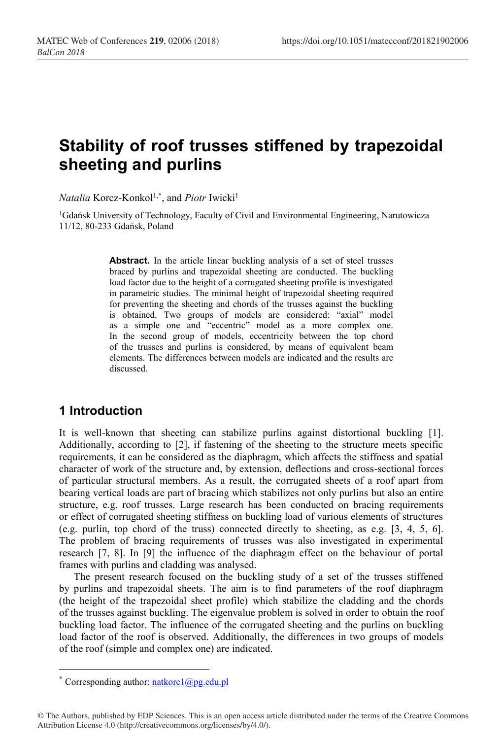# Stability of roof trusses stiffened by trapezoidal sheeting and purlins

*Natalia* Korcz-Konkol[1,*], and *Piotr* Iwicki[1]

[1]Gdańsk University of Technology, Faculty of Civil and Environmental Engineering, Narutowicza 11/12, 80-233 Gdańsk, Poland

> **Abstract.** In the article linear buckling analysis of a set of steel trusses braced by purlins and trapezoidal sheeting are conducted. The buckling load factor due to the height of a corrugated sheeting profile is investigated in parametric studies. The minimal height of trapezoidal sheeting required for preventing the sheeting and chords of the trusses against the buckling is obtained. Two groups of models are considered: "axial" model as a simple one and "eccentric" model as a more complex one. In the second group of models, eccentricity between the top chord of the trusses and purlins is considered, by means of equivalent beam elements. The differences between models are indicated and the results are discussed.

## 1 Introduction

It is well-known that sheeting can stabilize purlins against distortional buckling [1]. Additionally, according to [2], if fastening of the sheeting to the structure meets specific requirements, it can be considered as the diaphragm, which affects the stiffness and spatial character of work of the structure and, by extension, deflections and cross-sectional forces of particular structural members. As a result, the corrugated sheets of a roof apart from bearing vertical loads are part of bracing which stabilizes not only purlins but also an entire structure, e.g. roof trusses. Large research has been conducted on bracing requirements or effect of corrugated sheeting stiffness on buckling load of various elements of structures (e.g. purlin, top chord of the truss) connected directly to sheeting, as e.g. [3, 4, 5, 6]. The problem of bracing requirements of trusses was also investigated in experimental research [7, 8]. In [9] the influence of the diaphragm effect on the behaviour of portal frames with purlins and cladding was analysed.

The present research focused on the buckling study of a set of the trusses stiffened by purlins and trapezoidal sheets. The aim is to find parameters of the roof diaphragm (the height of the trapezoidal sheet profile) which stabilize the cladding and the chords of the trusses against buckling. The eigenvalue problem is solved in order to obtain the roof buckling load factor. The influence of the corrugated sheeting and the purlins on buckling load factor of the roof is observed. Additionally, the differences in two groups of models of the roof (simple and complex one) are indicated.

---

* Corresponding author: natkorc1@pg.edu.pl

© The Authors, published by EDP Sciences. This is an open access article distributed under the terms of the Creative Commons Attribution License 4.0 (http://creativecommons.org/licenses/by/4.0/).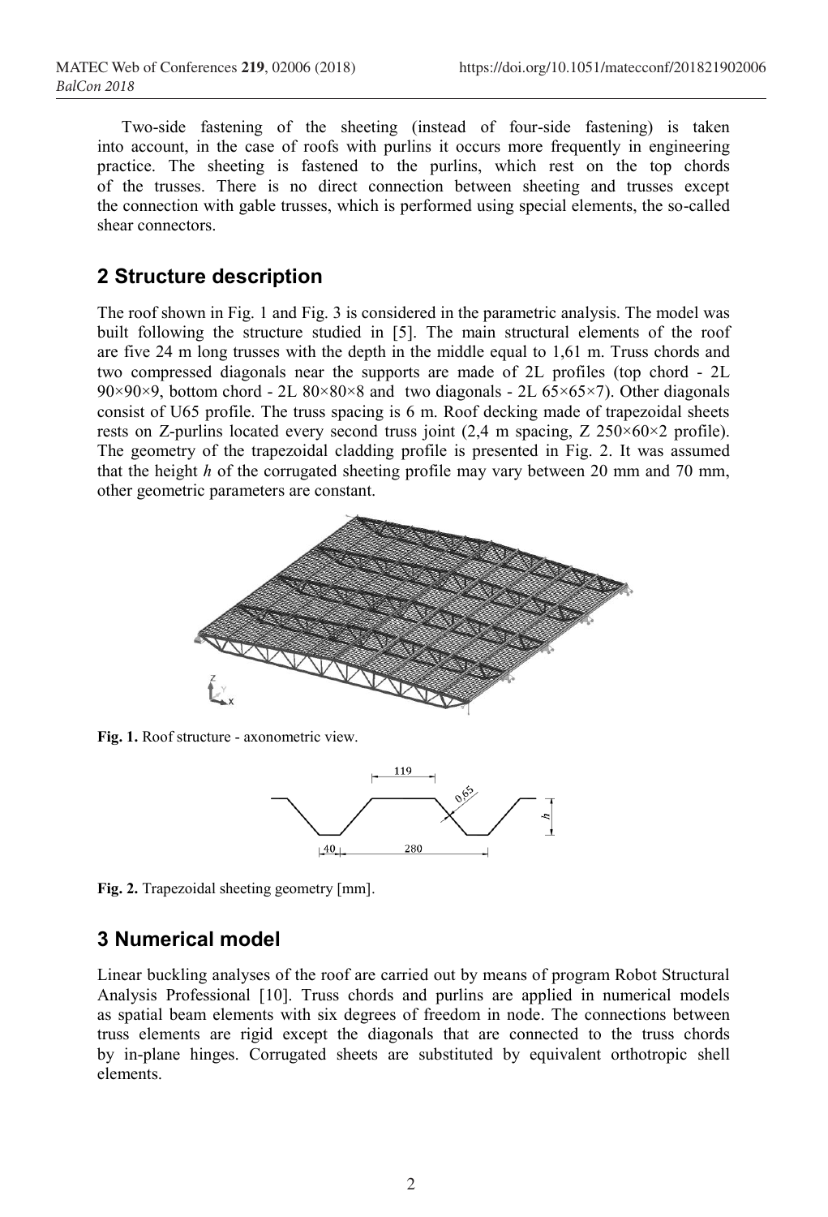Two-side fastening of the sheeting (instead of four-side fastening) is taken into account, in the case of roofs with purlins it occurs more frequently in engineering practice. The sheeting is fastened to the purlins, which rest on the top chords of the trusses. There is no direct connection between sheeting and trusses except the connection with gable trusses, which is performed using special elements, the so-called shear connectors.

## 2 Structure description

The roof shown in Fig. 1 and Fig. 3 is considered in the parametric analysis. The model was built following the structure studied in [5]. The main structural elements of the roof are five 24 m long trusses with the depth in the middle equal to 1,61 m. Truss chords and two compressed diagonals near the supports are made of 2L profiles (top chord - 2L 90×90×9, bottom chord - 2L 80×80×8 and two diagonals - 2L 65×65×7). Other diagonals consist of U65 profile. The truss spacing is 6 m. Roof decking made of trapezoidal sheets rests on Z-purlins located every second truss joint (2,4 m spacing, Z 250×60×2 profile). The geometry of the trapezoidal cladding profile is presented in Fig. 2. It was assumed that the height *h* of the corrugated sheeting profile may vary between 20 mm and 70 mm, other geometric parameters are constant.

**Fig. 1.** Roof structure - axonometric view.

**Fig. 2.** Trapezoidal sheeting geometry [mm].

## 3 Numerical model

Linear buckling analyses of the roof are carried out by means of program Robot Structural Analysis Professional [10]. Truss chords and purlins are applied in numerical models as spatial beam elements with six degrees of freedom in node. The connections between truss elements are rigid except the diagonals that are connected to the truss chords by in-plane hinges. Corrugated sheets are substituted by equivalent orthotropic shell elements.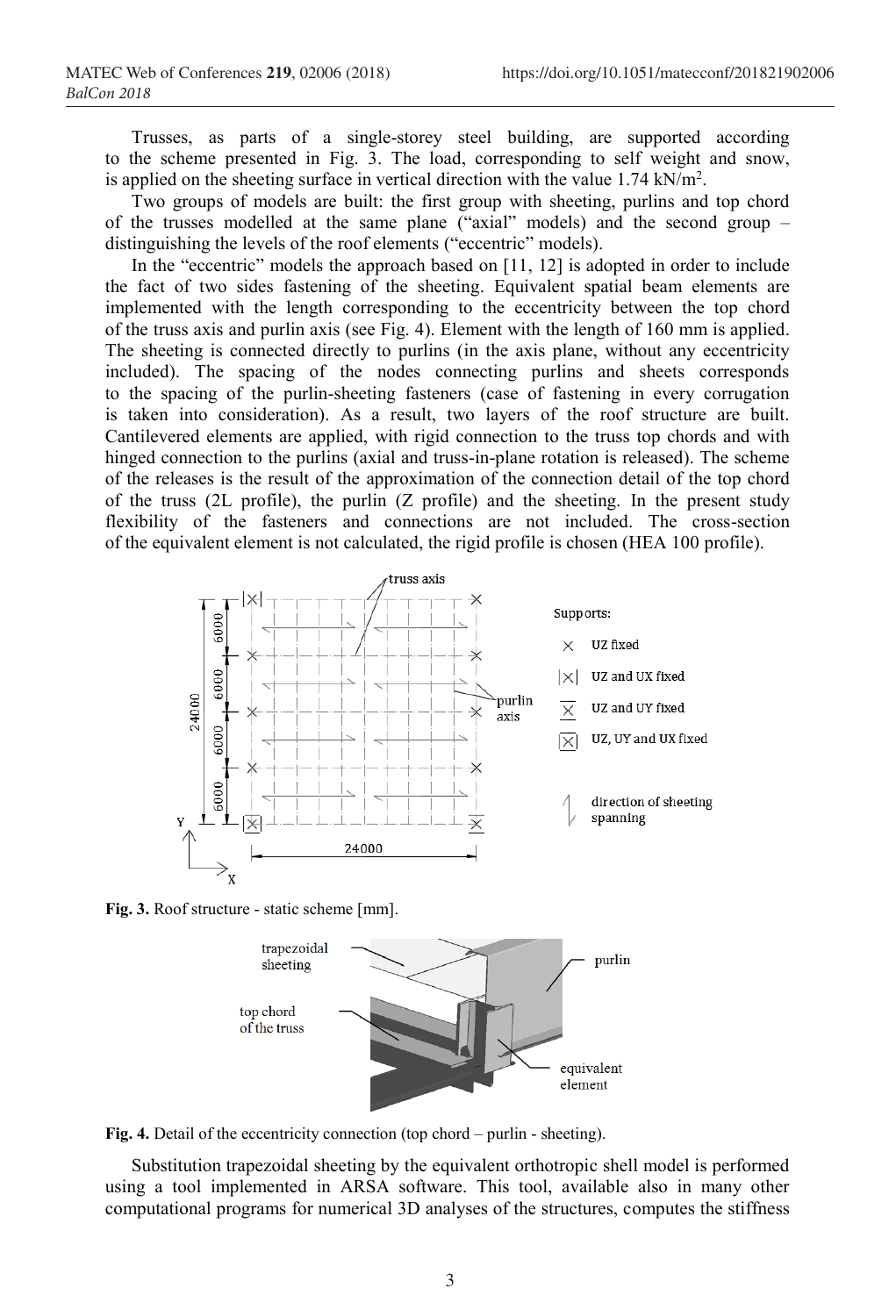Trusses, as parts of a single-storey steel building, are supported according to the scheme presented in Fig. 3. The load, corresponding to self weight and snow, is applied on the sheeting surface in vertical direction with the value 1.74 kN/m$^2$.

Two groups of models are built: the first group with sheeting, purlins and top chord of the trusses modelled at the same plane ("axial" models) and the second group – distinguishing the levels of the roof elements ("eccentric" models).

In the "eccentric" models the approach based on [11, 12] is adopted in order to include the fact of two sides fastening of the sheeting. Equivalent spatial beam elements are implemented with the length corresponding to the eccentricity between the top chord of the truss axis and purlin axis (see Fig. 4). Element with the length of 160 mm is applied. The sheeting is connected directly to purlins (in the axis plane, without any eccentricity included). The spacing of the nodes connecting purlins and sheets corresponds to the spacing of the purlin-sheeting fasteners (case of fastening in every corrugation is taken into consideration). As a result, two layers of the roof structure are built. Cantilevered elements are applied, with rigid connection to the truss top chords and with hinged connection to the purlins (axial and truss-in-plane rotation is released). The scheme of the releases is the result of the approximation of the connection detail of the top chord of the truss (2L profile), the purlin (Z profile) and the sheeting. In the present study flexibility of the fasteners and connections are not included. The cross-section of the equivalent element is not calculated, the rigid profile is chosen (HEA 100 profile).

**Fig. 3.** Roof structure - static scheme [mm].

**Fig. 4.** Detail of the eccentricity connection (top chord – purlin - sheeting).

Substitution trapezoidal sheeting by the equivalent orthotropic shell model is performed using a tool implemented in ARSA software. This tool, available also in many other computational programs for numerical 3D analyses of the structures, computes the stiffness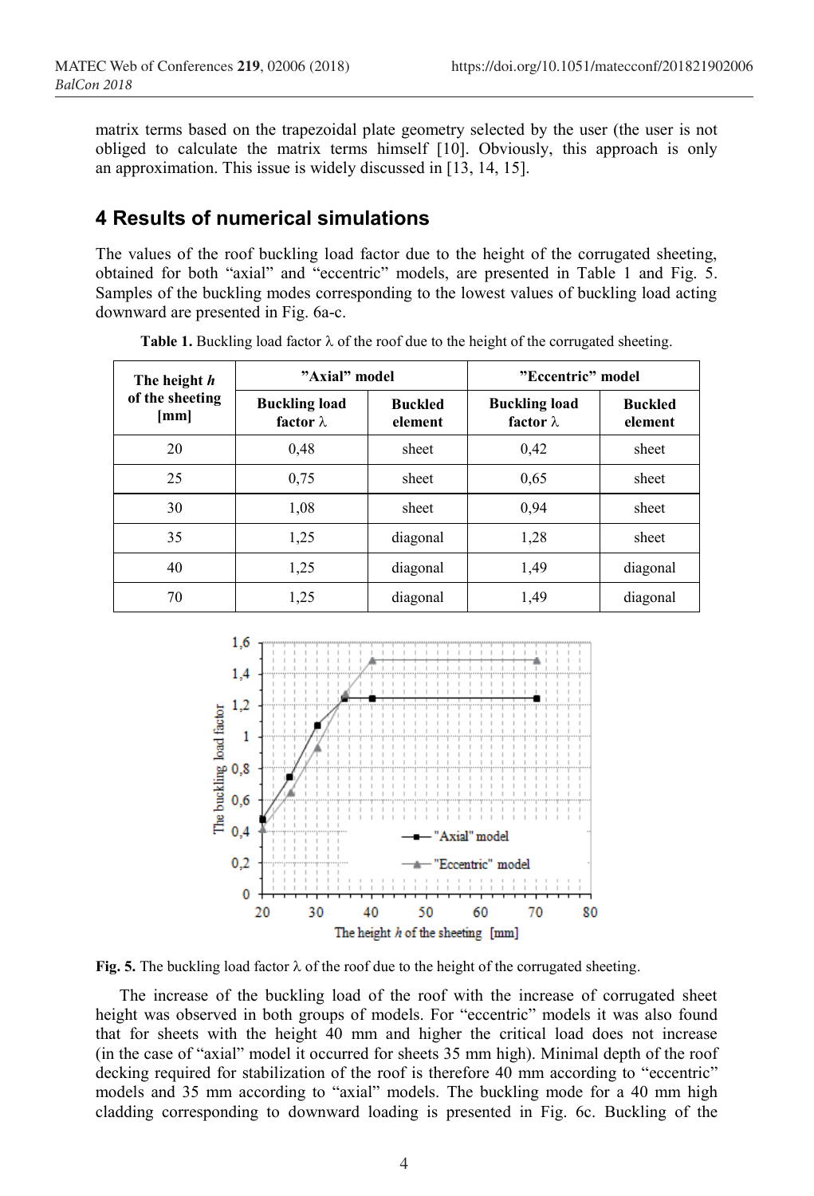matrix terms based on the trapezoidal plate geometry selected by the user (the user is not obliged to calculate the matrix terms himself [10]. Obviously, this approach is only an approximation. This issue is widely discussed in [13, 14, 15].

## 4 Results of numerical simulations

The values of the roof buckling load factor due to the height of the corrugated sheeting, obtained for both "axial" and "eccentric" models, are presented in Table 1 and Fig. 5. Samples of the buckling modes corresponding to the lowest values of buckling load acting downward are presented in Fig. 6a-c.

**Table 1.** Buckling load factor λ of the roof due to the height of the corrugated sheeting.

| The height *h* of the sheeting [mm] | "Axial" model | | "Eccentric" model | |
|---|---|---|---|---|
| | Buckling load factor λ | Buckled element | Buckling load factor λ | Buckled element |
| 20 | 0,48 | sheet | 0,42 | sheet |
| 25 | 0,75 | sheet | 0,65 | sheet |
| 30 | 1,08 | sheet | 0,94 | sheet |
| 35 | 1,25 | diagonal | 1,28 | sheet |
| 40 | 1,25 | diagonal | 1,49 | diagonal |
| 70 | 1,25 | diagonal | 1,49 | diagonal |

**Fig. 5.** The buckling load factor λ of the roof due to the height of the corrugated sheeting.

The increase of the buckling load of the roof with the increase of corrugated sheet height was observed in both groups of models. For "eccentric" models it was also found that for sheets with the height 40 mm and higher the critical load does not increase (in the case of "axial" model it occurred for sheets 35 mm high). Minimal depth of the roof decking required for stabilization of the roof is therefore 40 mm according to "eccentric" models and 35 mm according to "axial" models. The buckling mode for a 40 mm high cladding corresponding to downward loading is presented in Fig. 6c. Buckling of the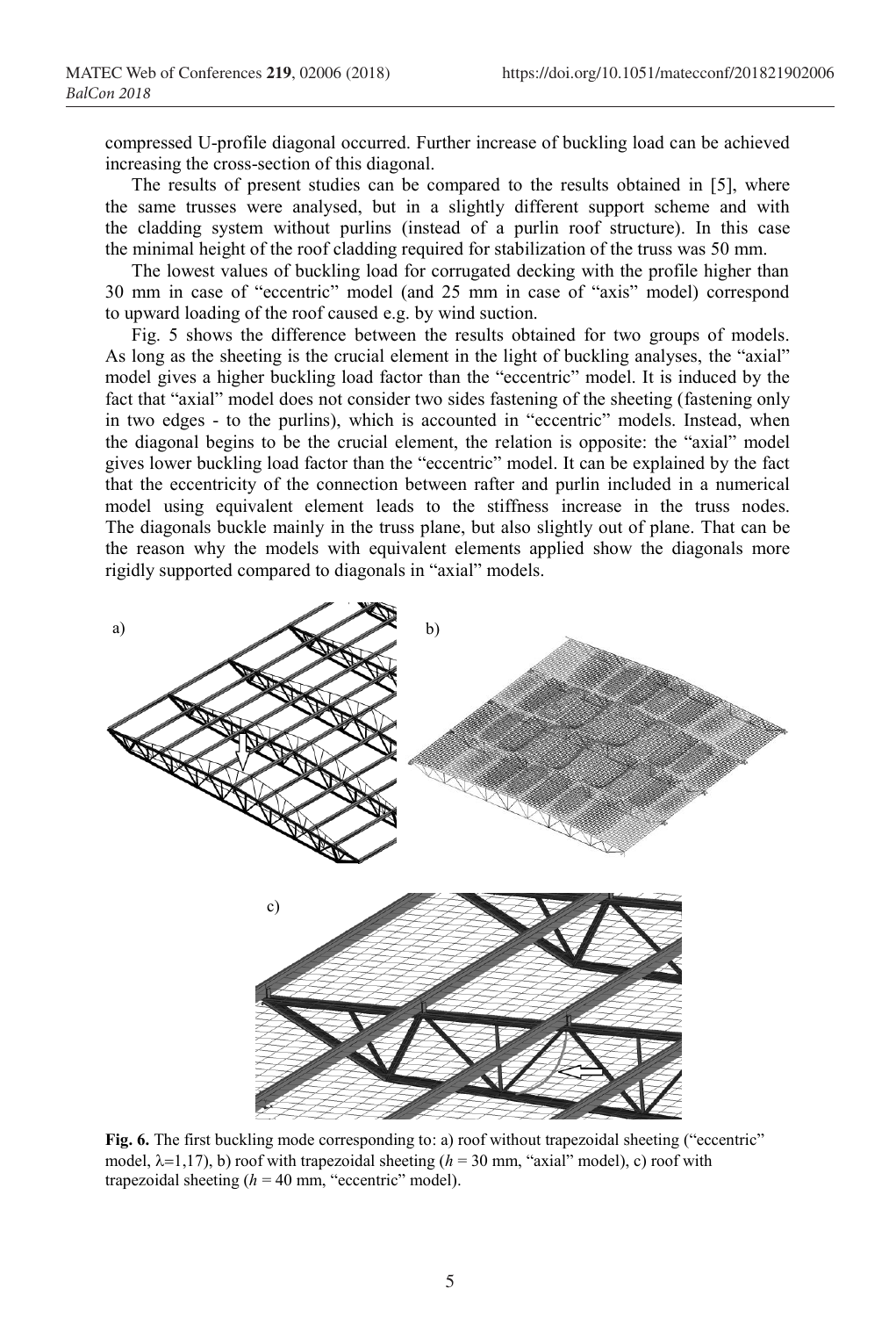compressed U-profile diagonal occurred. Further increase of buckling load can be achieved increasing the cross-section of this diagonal.

The results of present studies can be compared to the results obtained in [5], where the same trusses were analysed, but in a slightly different support scheme and with the cladding system without purlins (instead of a purlin roof structure). In this case the minimal height of the roof cladding required for stabilization of the truss was 50 mm.

The lowest values of buckling load for corrugated decking with the profile higher than 30 mm in case of "eccentric" model (and 25 mm in case of "axis" model) correspond to upward loading of the roof caused e.g. by wind suction.

Fig. 5 shows the difference between the results obtained for two groups of models. As long as the sheeting is the crucial element in the light of buckling analyses, the "axial" model gives a higher buckling load factor than the "eccentric" model. It is induced by the fact that "axial" model does not consider two sides fastening of the sheeting (fastening only in two edges - to the purlins), which is accounted in "eccentric" models. Instead, when the diagonal begins to be the crucial element, the relation is opposite: the "axial" model gives lower buckling load factor than the "eccentric" model. It can be explained by the fact that the eccentricity of the connection between rafter and purlin included in a numerical model using equivalent element leads to the stiffness increase in the truss nodes. The diagonals buckle mainly in the truss plane, but also slightly out of plane. That can be the reason why the models with equivalent elements applied show the diagonals more rigidly supported compared to diagonals in "axial" models.

**Fig. 6.** The first buckling mode corresponding to: a) roof without trapezoidal sheeting ("eccentric" model, $\lambda$=1,17), b) roof with trapezoidal sheeting ($h$ = 30 mm, "axial" model), c) roof with trapezoidal sheeting ($h$ = 40 mm, "eccentric" model).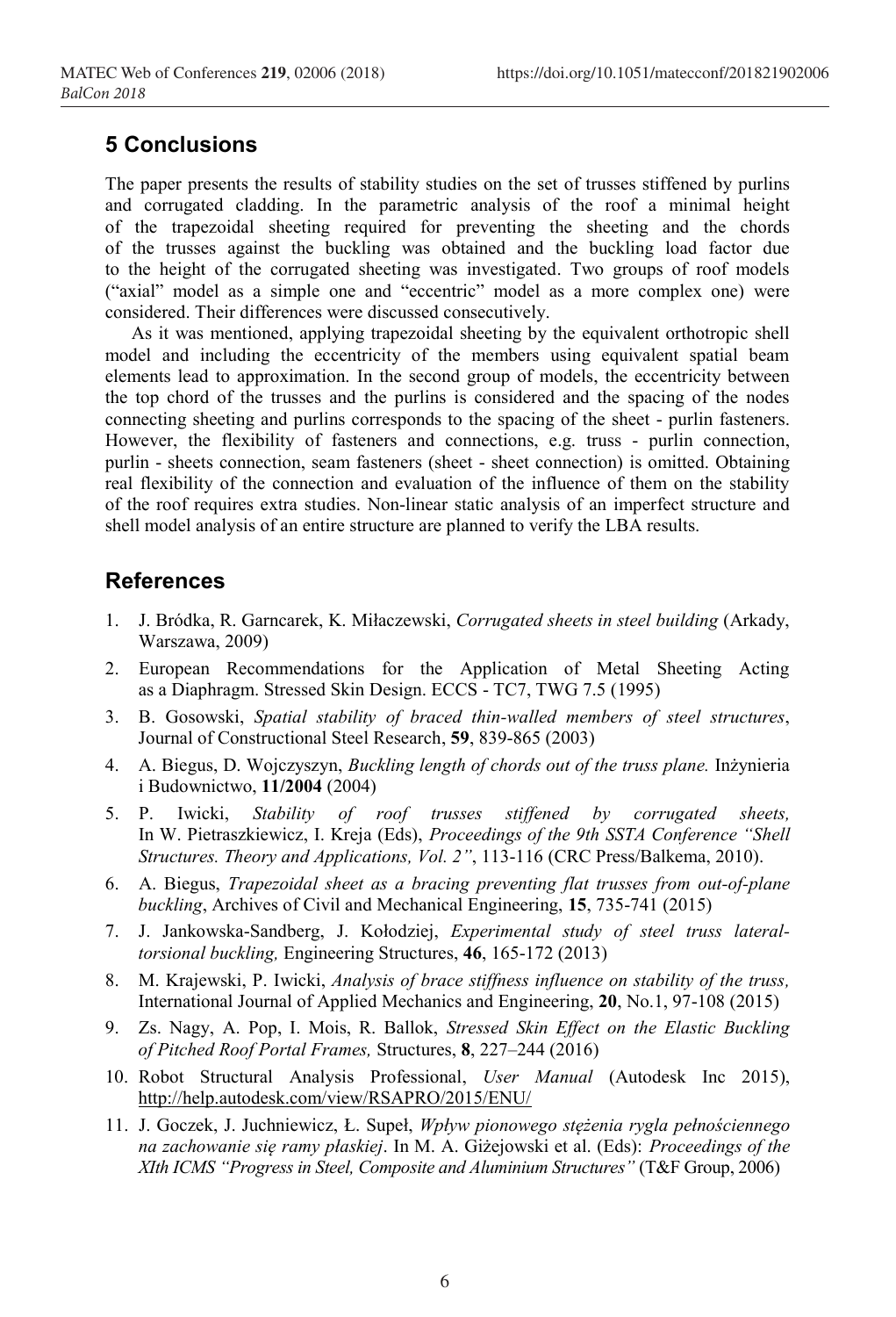## 5 Conclusions

The paper presents the results of stability studies on the set of trusses stiffened by purlins and corrugated cladding. In the parametric analysis of the roof a minimal height of the trapezoidal sheeting required for preventing the sheeting and the chords of the trusses against the buckling was obtained and the buckling load factor due to the height of the corrugated sheeting was investigated. Two groups of roof models ("axial" model as a simple one and "eccentric" model as a more complex one) were considered. Their differences were discussed consecutively.

As it was mentioned, applying trapezoidal sheeting by the equivalent orthotropic shell model and including the eccentricity of the members using equivalent spatial beam elements lead to approximation. In the second group of models, the eccentricity between the top chord of the trusses and the purlins is considered and the spacing of the nodes connecting sheeting and purlins corresponds to the spacing of the sheet - purlin fasteners. However, the flexibility of fasteners and connections, e.g. truss - purlin connection, purlin - sheets connection, seam fasteners (sheet - sheet connection) is omitted. Obtaining real flexibility of the connection and evaluation of the influence of them on the stability of the roof requires extra studies. Non-linear static analysis of an imperfect structure and shell model analysis of an entire structure are planned to verify the LBA results.

## References

1. J. Bródka, R. Garncarek, K. Miłaczewski, *Corrugated sheets in steel building* (Arkady, Warszawa, 2009)
2. European Recommendations for the Application of Metal Sheeting Acting as a Diaphragm. Stressed Skin Design. ECCS - TC7, TWG 7.5 (1995)
3. B. Gosowski, *Spatial stability of braced thin-walled members of steel structures*, Journal of Constructional Steel Research, **59**, 839-865 (2003)
4. A. Biegus, D. Wojczyszyn, *Buckling length of chords out of the truss plane.* Inżynieria i Budownictwo, **11/2004** (2004)
5. P. Iwicki, *Stability of roof trusses stiffened by corrugated sheets,* In W. Pietraszkiewicz, I. Kreja (Eds), *Proceedings of the 9th SSTA Conference "Shell Structures. Theory and Applications, Vol. 2"*, 113-116 (CRC Press/Balkema, 2010).
6. A. Biegus, *Trapezoidal sheet as a bracing preventing flat trusses from out-of-plane buckling*, Archives of Civil and Mechanical Engineering, **15**, 735-741 (2015)
7. J. Jankowska-Sandberg, J. Kołodziej, *Experimental study of steel truss lateral-torsional buckling,* Engineering Structures, **46**, 165-172 (2013)
8. M. Krajewski, P. Iwicki, *Analysis of brace stiffness influence on stability of the truss,* International Journal of Applied Mechanics and Engineering, **20**, No.1, 97-108 (2015)
9. Zs. Nagy, A. Pop, I. Mois, R. Ballok, *Stressed Skin Effect on the Elastic Buckling of Pitched Roof Portal Frames,* Structures, **8**, 227–244 (2016)
10. Robot Structural Analysis Professional, *User Manual* (Autodesk Inc 2015), http://help.autodesk.com/view/RSAPRO/2015/ENU/
11. J. Goczek, J. Juchniewicz, Ł. Supeł, *Wpływ pionowego stężenia rygla pełnościennego na zachowanie się ramy płaskiej*. In M. A. Giżejowski et al. (Eds): *Proceedings of the XIth ICMS "Progress in Steel, Composite and Aluminium Structures"* (T&F Group, 2006)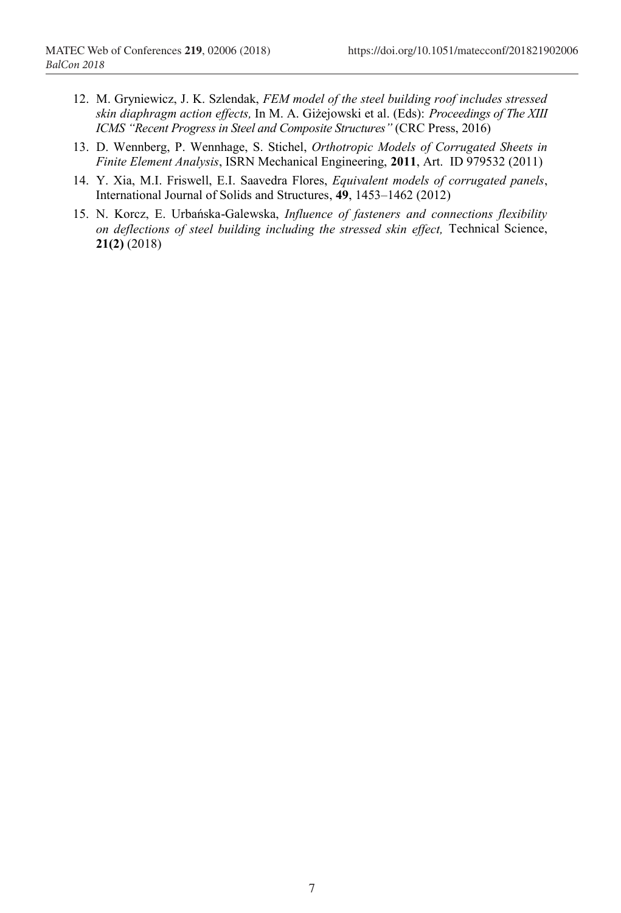12. M. Gryniewicz, J. K. Szlendak, *FEM model of the steel building roof includes stressed skin diaphragm action effects,* In M. A. Giżejowski et al. (Eds): *Proceedings of The XIII ICMS "Recent Progress in Steel and Composite Structures"* (CRC Press, 2016)
13. D. Wennberg, P. Wennhage, S. Stichel, *Orthotropic Models of Corrugated Sheets in Finite Element Analysis*, ISRN Mechanical Engineering, **2011**, Art. ID 979532 (2011)
14. Y. Xia, M.I. Friswell, E.I. Saavedra Flores, *Equivalent models of corrugated panels*, International Journal of Solids and Structures, **49**, 1453–1462 (2012)
15. N. Korcz, E. Urbańska-Galewska, *Influence of fasteners and connections flexibility on deflections of steel building including the stressed skin effect,* Technical Science, **21(2)** (2018)